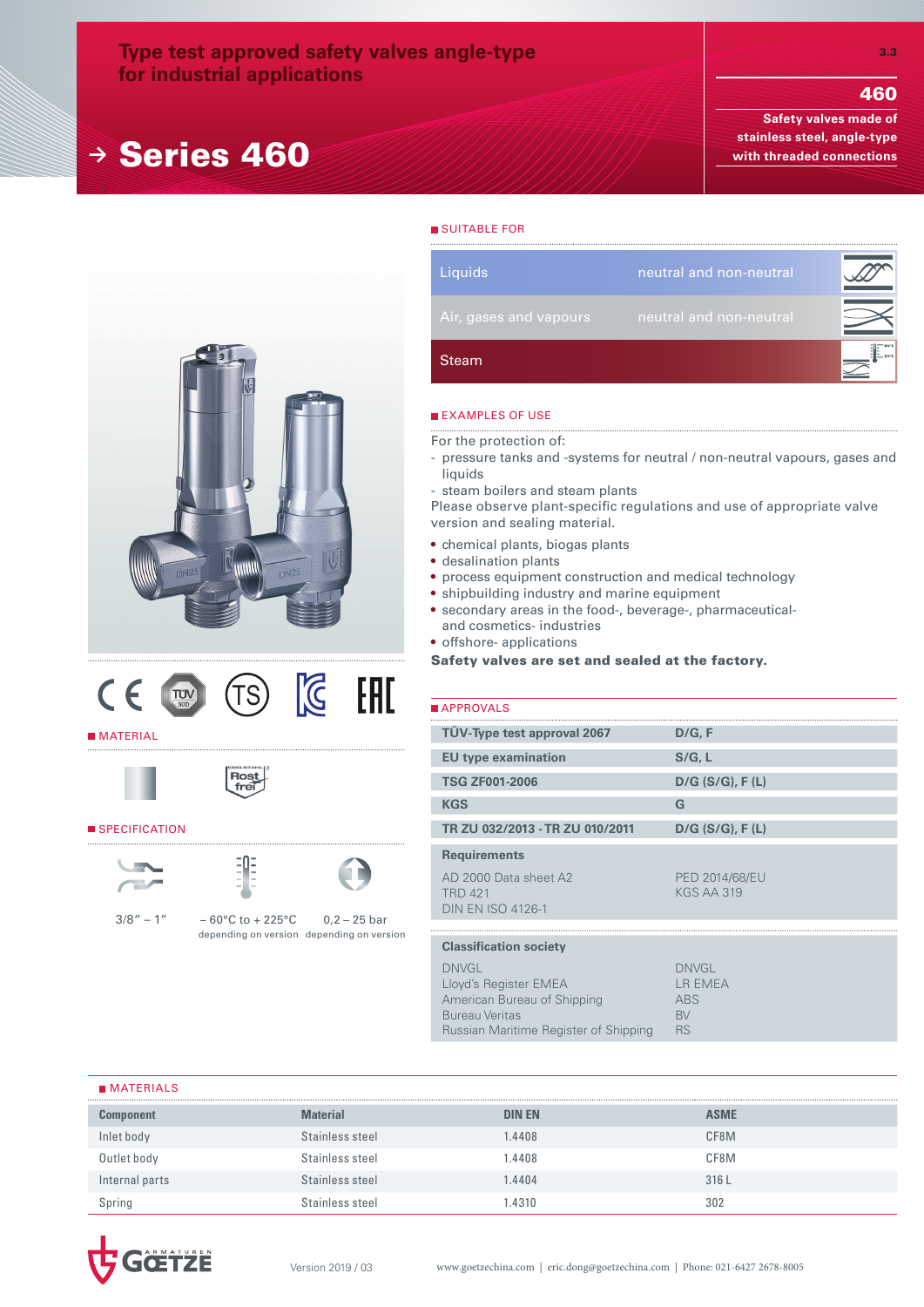# Type test approved safety valves angle-type for industrial applications

# → Series 460

3.3

**460**

**Safety valves made of stainless steel, angle-type with threaded connections**

## SUITABLE FOR

| | |
|---|---|
| Liquids | neutral and non-neutral |
| Air, gases and vapours | neutral and non-neutral |
| Steam | |

## EXAMPLES OF USE

For the protection of:

- pressure tanks and -systems for neutral / non-neutral vapours, gases and liquids
- steam boilers and steam plants

Please observe plant-specific regulations and use of appropriate valve version and sealing material.

- chemical plants, biogas plants
- desalination plants
- process equipment construction and medical technology
- shipbuilding industry and marine equipment
- secondary areas in the food-, beverage-, pharmaceutical- and cosmetics- industries
- offshore- applications

**Safety valves are set and sealed at the factory.**

## MATERIAL

Edelstahl Rostfrei

## SPECIFICATION

| | | |
|---|---|---|
| 3/8" – 1" | – 60°C to + 225°C depending on version | 0,2 – 25 bar depending on version |

## APPROVALS

| | |
|---|---|
| **TÜV-Type test approval 2067** | **D/G, F** |
| **EU type examination** | **S/G, L** |
| **TSG ZF001-2006** | **D/G (S/G), F (L)** |
| **KGS** | **G** |
| **TR ZU 032/2013 - TR ZU 010/2011** | **D/G (S/G), F (L)** |

**Requirements**

| | |
|---|---|
| AD 2000 Data sheet A2 | PED 2014/68/EU |
| TRD 421 | KGS AA 319 |
| DIN EN ISO 4126-1 | |

**Classification society**

| | |
|---|---|
| DNVGL | DNVGL |
| Lloyd's Register EMEA | LR EMEA |
| American Bureau of Shipping | ABS |
| Bureau Veritas | BV |
| Russian Maritime Register of Shipping | RS |

## MATERIALS

| Component | Material | DIN EN | ASME |
|---|---|---|---|
| Inlet body | Stainless steel | 1.4408 | CF8M |
| Outlet body | Stainless steel | 1.4408 | CF8M |
| Internal parts | Stainless steel | 1.4404 | 316 L |
| Spring | Stainless steel | 1.4310 | 302 |

GOETZE ARMATUREN

Version 2019 / 03

www.goetzechina.com | eric.dong@goetzechina.com | Phone: 021-6427 2678-8005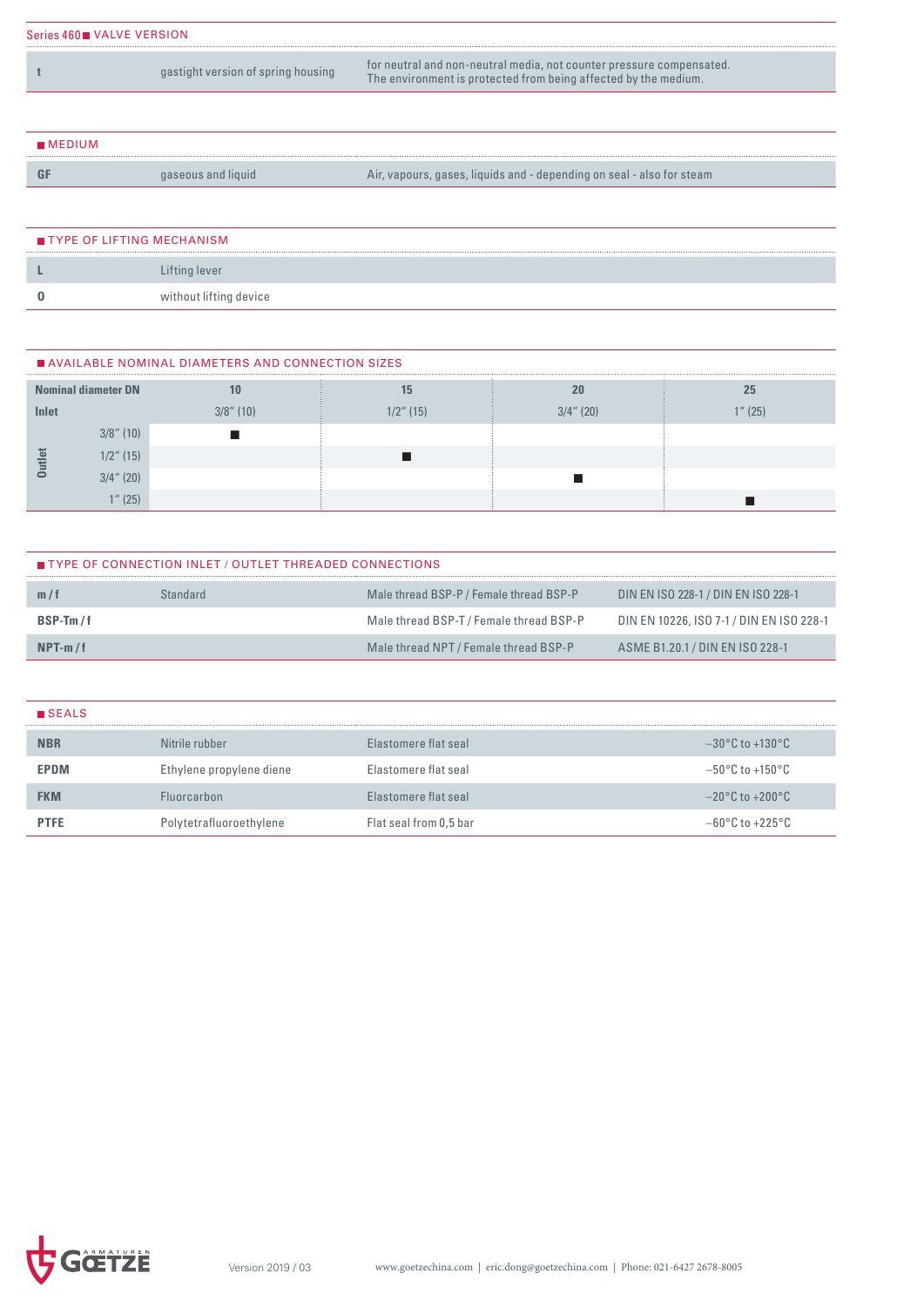## Series 460 ■ VALVE VERSION

| | | |
|---|---|---|
| t | gastight version of spring housing | for neutral and non-neutral media, not counter pressure compensated. The environment is protected from being affected by the medium. |

## ■ MEDIUM

| | | |
|---|---|---|
| GF | gaseous and liquid | Air, vapours, gases, liquids and - depending on seal - also for steam |

## ■ TYPE OF LIFTING MECHANISM

| | |
|---|---|
| L | Lifting lever |
| 0 | without lifting device |

## ■ AVAILABLE NOMINAL DIAMETERS AND CONNECTION SIZES

| Nominal diameter DN | | 10 | 15 | 20 | 25 |
|---|---|---|---|---|---|
| Inlet | | 3/8" (10) | 1/2" (15) | 3/4" (20) | 1" (25) |
| Outlet | 3/8" (10) | ■ | | | |
| | 1/2" (15) | | ■ | | |
| | 3/4" (20) | | | ■ | |
| | 1" (25) | | | | ■ |

## ■ TYPE OF CONNECTION INLET / OUTLET THREADED CONNECTIONS

| | | | |
|---|---|---|---|
| m / f | Standard | Male thread BSP-P / Female thread BSP-P | DIN EN ISO 228-1 / DIN EN ISO 228-1 |
| BSP-Tm / f | | Male thread BSP-T / Female thread BSP-P | DIN EN 10226, ISO 7-1 / DIN EN ISO 228-1 |
| NPT-m / f | | Male thread NPT / Female thread BSP-P | ASME B1.20.1 / DIN EN ISO 228-1 |

## ■ SEALS

| | | | |
|---|---|---|---|
| NBR | Nitrile rubber | Elastomere flat seal | −30°C to +130°C |
| EPDM | Ethylene propylene diene | Elastomere flat seal | −50°C to +150°C |
| FKM | Fluorcarbon | Elastomere flat seal | −20°C to +200°C |
| PTFE | Polytetrafluoroethylene | Flat seal from 0,5 bar | −60°C to +225°C |

Version 2019 / 03 www.goetzechina.com | eric.dong@goetzechina.com | Phone: 021-6427 2678-8005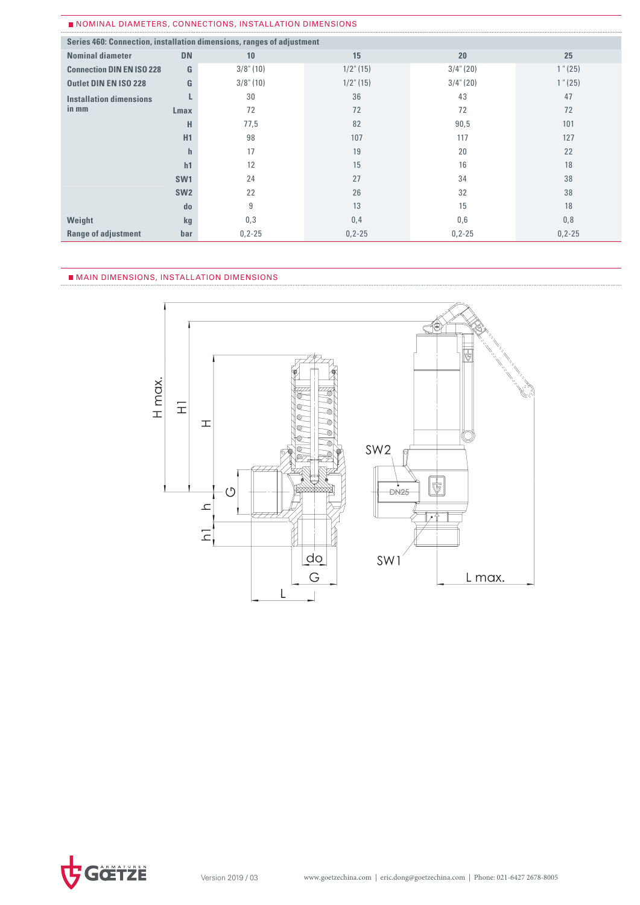## NOMINAL DIAMETERS, CONNECTIONS, INSTALLATION DIMENSIONS

| Series 460: Connection, installation dimensions, ranges of adjustment | | | | | |
|---|---|---|---|---|---|
| **Nominal diameter** | **DN** | **10** | **15** | **20** | **25** |
| **Connection DIN EN ISO 228** | **G** | 3/8" (10) | 1/2" (15) | 3/4" (20) | 1 " (25) |
| **Outlet DIN EN ISO 228** | **G** | 3/8" (10) | 1/2" (15) | 3/4" (20) | 1 " (25) |
| **Installation dimensions in mm** | **L** | 30 | 36 | 43 | 47 |
| | **Lmax** | 72 | 72 | 72 | 72 |
| | **H** | 77,5 | 82 | 90,5 | 101 |
| | **H1** | 98 | 107 | 117 | 127 |
| | **h** | 17 | 19 | 20 | 22 |
| | **h1** | 12 | 15 | 16 | 18 |
| | **SW1** | 24 | 27 | 34 | 38 |
| | **SW2** | 22 | 26 | 32 | 38 |
| | **do** | 9 | 13 | 15 | 18 |
| **Weight** | **kg** | 0,3 | 0,4 | 0,6 | 0,8 |
| **Range of adjustment** | **bar** | 0,2-25 | 0,2-25 | 0,2-25 | 0,2-25 |

## MAIN DIMENSIONS, INSTALLATION DIMENSIONS

Version 2019 / 03 www.goetzechina.com | eric.dong@goetzechina.com | Phone: 021-6427 2678-8005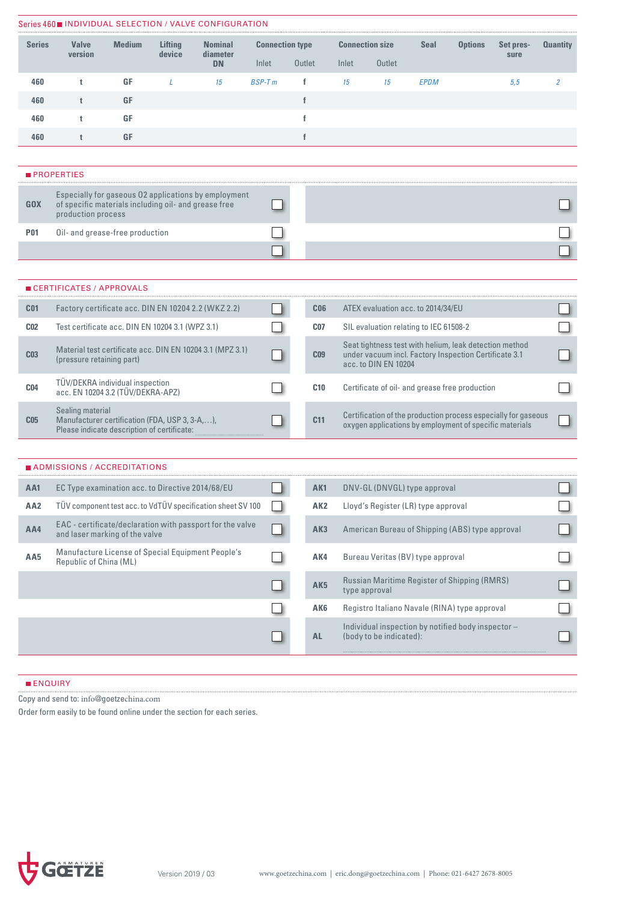## Series 460 ■ INDIVIDUAL SELECTION / VALVE CONFIGURATION

| Series | Valve version | Medium | Lifting device | Nominal diameter DN | Connection type | | Connection size | | Seal | Options | Set pressure | Quantity |
|---|---|---|---|---|---|---|---|---|---|---|---|---|
| | | | | | Inlet | Outlet | Inlet | Outlet | | | | |
| 460 | t | GF | *L* | *15* | *BSP-T m* | f | *15* | *15* | *EPDM* | | *5,5* | *2* |
| 460 | t | GF | | | | f | | | | | | |
| 460 | t | GF | | | | f | | | | | | |
| 460 | t | GF | | | | f | | | | | | |

## ■ PROPERTIES

| Code | Description | | Code | Description | |
|---|---|---|---|---|---|
| GOX | Especially for gaseous 02 applications by employment of specific materials including oil- and grease free production process | ☐ | | | ☐ |
| P01 | Oil- and grease-free production | ☐ | | | ☐ |
| | | ☐ | | | ☐ |

## ■ CERTIFICATES / APPROVALS

| Code | Description | | Code | Description | |
|---|---|---|---|---|---|
| C01 | Factory certificate acc. DIN EN 10204 2.2 (WKZ 2.2) | ☐ | C06 | ATEX evaluation acc. to 2014/34/EU | ☐ |
| C02 | Test certificate acc. DIN EN 10204 3.1 (WPZ 3.1) | ☐ | C07 | SIL evaluation relating to IEC 61508-2 | ☐ |
| C03 | Material test certificate acc. DIN EN 10204 3.1 (MPZ 3.1) (pressure retaining part) | ☐ | C09 | Seat tightness test with helium, leak detection method under vacuum incl. Factory Inspection Certificate 3.1 acc. to DIN EN 10204 | ☐ |
| C04 | TÜV/DEKRA individual inspection acc. EN 10204 3.2 (TÜV/DEKRA-APZ) | ☐ | C10 | Certificate of oil- and grease free production | ☐ |
| C05 | Sealing material Manufacturer certification (FDA, USP 3, 3-A,…), Please indicate description of certificate: ........ | ☐ | C11 | Certification of the production process especially for gaseous oxygen applications by employment of specific materials | ☐ |

## ■ ADMISSIONS / ACCREDITATIONS

| Code | Description | | Code | Description | |
|---|---|---|---|---|---|
| AA1 | EC Type examination acc. to Directive 2014/68/EU | ☐ | AK1 | DNV-GL (DNVGL) type approval | ☐ |
| AA2 | TÜV component test acc. to VdTÜV specification sheet SV 100 | ☐ | AK2 | Lloyd's Register (LR) type approval | ☐ |
| AA4 | EAC - certificate/declaration with passport for the valve and laser marking of the valve | ☐ | AK3 | American Bureau of Shipping (ABS) type approval | ☐ |
| AA5 | Manufacture License of Special Equipment People's Republic of China (ML) | ☐ | AK4 | Bureau Veritas (BV) type approval | ☐ |
| | | ☐ | AK5 | Russian Maritime Register of Shipping (RMRS) type approval | ☐ |
| | | ☐ | AK6 | Registro Italiano Navale (RINA) type approval | ☐ |
| | | ☐ | AL | Individual inspection by notified body inspector – (body to be indicated): ........ | ☐ |

## ■ ENQUIRY

Copy and send to: info@goetzechina.com

Order form easily to be found online under the section for each series.

Version 2019 / 03

www.goetzechina.com | eric.dong@goetzechina.com | Phone: 021-6427 2678-8005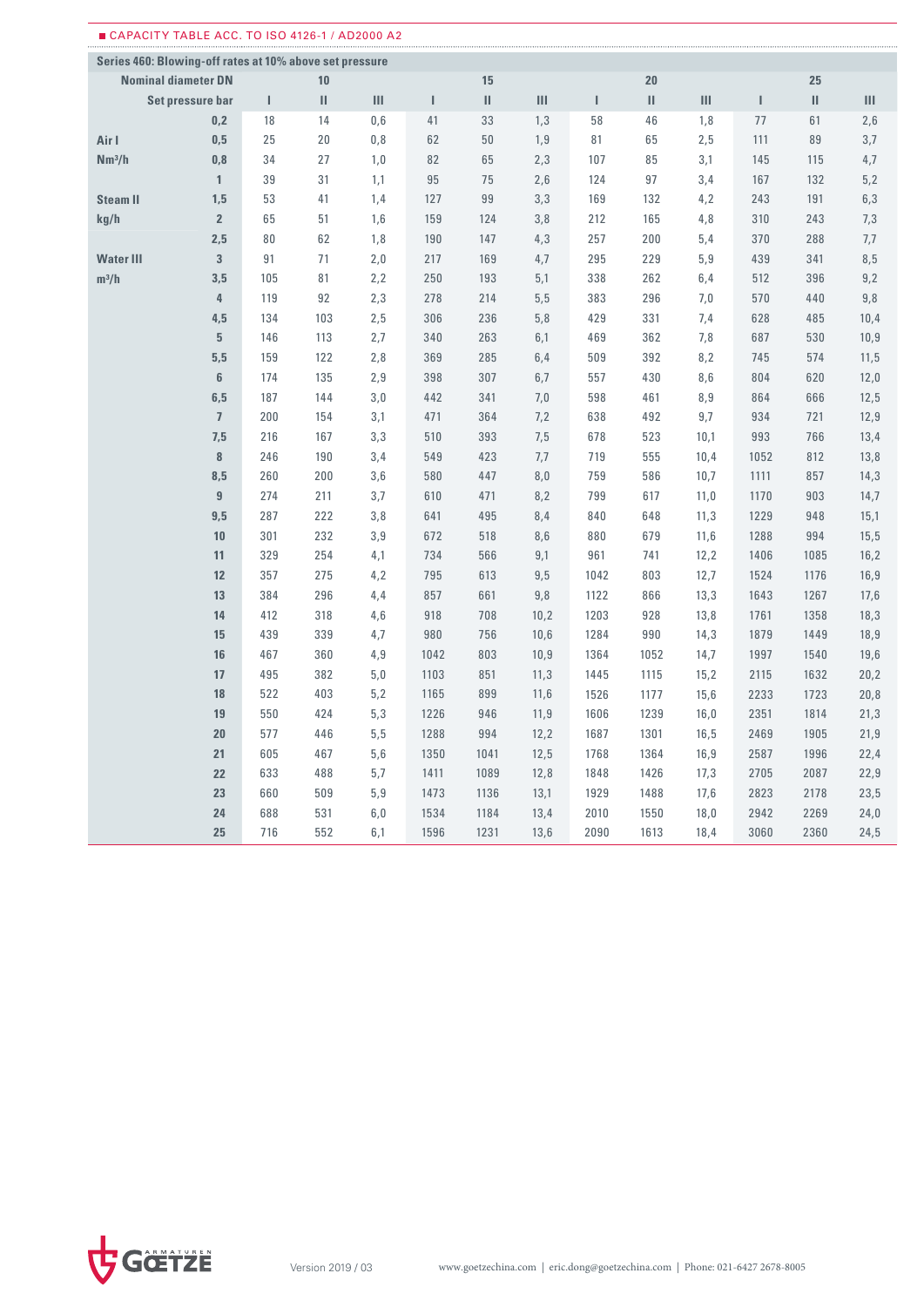■ CAPACITY TABLE ACC. TO ISO 4126-1 / AD2000 A2

| Series 460: Blowing-off rates at 10% above set pressure | | | | | | | | | | | | | |
|---|---|---|---|---|---|---|---|---|---|---|---|---|---|
| Nominal diameter DN | | 10 | | | 15 | | | 20 | | | 25 | | |
| | Set pressure bar | I | II | III | I | II | III | I | II | III | I | II | III |
| | 0,2 | 18 | 14 | 0,6 | 41 | 33 | 1,3 | 58 | 46 | 1,8 | 77 | 61 | 2,6 |
| Air I | 0,5 | 25 | 20 | 0,8 | 62 | 50 | 1,9 | 81 | 65 | 2,5 | 111 | 89 | 3,7 |
| Nm³/h | 0,8 | 34 | 27 | 1,0 | 82 | 65 | 2,3 | 107 | 85 | 3,1 | 145 | 115 | 4,7 |
| | 1 | 39 | 31 | 1,1 | 95 | 75 | 2,6 | 124 | 97 | 3,4 | 167 | 132 | 5,2 |
| Steam II | 1,5 | 53 | 41 | 1,4 | 127 | 99 | 3,3 | 169 | 132 | 4,2 | 243 | 191 | 6,3 |
| kg/h | 2 | 65 | 51 | 1,6 | 159 | 124 | 3,8 | 212 | 165 | 4,8 | 310 | 243 | 7,3 |
| | 2,5 | 80 | 62 | 1,8 | 190 | 147 | 4,3 | 257 | 200 | 5,4 | 370 | 288 | 7,7 |
| Water III | 3 | 91 | 71 | 2,0 | 217 | 169 | 4,7 | 295 | 229 | 5,9 | 439 | 341 | 8,5 |
| m³/h | 3,5 | 105 | 81 | 2,2 | 250 | 193 | 5,1 | 338 | 262 | 6,4 | 512 | 396 | 9,2 |
| | 4 | 119 | 92 | 2,3 | 278 | 214 | 5,5 | 383 | 296 | 7,0 | 570 | 440 | 9,8 |
| | 4,5 | 134 | 103 | 2,5 | 306 | 236 | 5,8 | 429 | 331 | 7,4 | 628 | 485 | 10,4 |
| | 5 | 146 | 113 | 2,7 | 340 | 263 | 6,1 | 469 | 362 | 7,8 | 687 | 530 | 10,9 |
| | 5,5 | 159 | 122 | 2,8 | 369 | 285 | 6,4 | 509 | 392 | 8,2 | 745 | 574 | 11,5 |
| | 6 | 174 | 135 | 2,9 | 398 | 307 | 6,7 | 557 | 430 | 8,6 | 804 | 620 | 12,0 |
| | 6,5 | 187 | 144 | 3,0 | 442 | 341 | 7,0 | 598 | 461 | 8,9 | 864 | 666 | 12,5 |
| | 7 | 200 | 154 | 3,1 | 471 | 364 | 7,2 | 638 | 492 | 9,7 | 934 | 721 | 12,9 |
| | 7,5 | 216 | 167 | 3,3 | 510 | 393 | 7,5 | 678 | 523 | 10,1 | 993 | 766 | 13,4 |
| | 8 | 246 | 190 | 3,4 | 549 | 423 | 7,7 | 719 | 555 | 10,4 | 1052 | 812 | 13,8 |
| | 8,5 | 260 | 200 | 3,6 | 580 | 447 | 8,0 | 759 | 586 | 10,7 | 1111 | 857 | 14,3 |
| | 9 | 274 | 211 | 3,7 | 610 | 471 | 8,2 | 799 | 617 | 11,0 | 1170 | 903 | 14,7 |
| | 9,5 | 287 | 222 | 3,8 | 641 | 495 | 8,4 | 840 | 648 | 11,3 | 1229 | 948 | 15,1 |
| | 10 | 301 | 232 | 3,9 | 672 | 518 | 8,6 | 880 | 679 | 11,6 | 1288 | 994 | 15,5 |
| | 11 | 329 | 254 | 4,1 | 734 | 566 | 9,1 | 961 | 741 | 12,2 | 1406 | 1085 | 16,2 |
| | 12 | 357 | 275 | 4,2 | 795 | 613 | 9,5 | 1042 | 803 | 12,7 | 1524 | 1176 | 16,9 |
| | 13 | 384 | 296 | 4,4 | 857 | 661 | 9,8 | 1122 | 866 | 13,3 | 1643 | 1267 | 17,6 |
| | 14 | 412 | 318 | 4,6 | 918 | 708 | 10,2 | 1203 | 928 | 13,8 | 1761 | 1358 | 18,3 |
| | 15 | 439 | 339 | 4,7 | 980 | 756 | 10,6 | 1284 | 990 | 14,3 | 1879 | 1449 | 18,9 |
| | 16 | 467 | 360 | 4,9 | 1042 | 803 | 10,9 | 1364 | 1052 | 14,7 | 1997 | 1540 | 19,6 |
| | 17 | 495 | 382 | 5,0 | 1103 | 851 | 11,3 | 1445 | 1115 | 15,2 | 2115 | 1632 | 20,2 |
| | 18 | 522 | 403 | 5,2 | 1165 | 899 | 11,6 | 1526 | 1177 | 15,6 | 2233 | 1723 | 20,8 |
| | 19 | 550 | 424 | 5,3 | 1226 | 946 | 11,9 | 1606 | 1239 | 16,0 | 2351 | 1814 | 21,3 |
| | 20 | 577 | 446 | 5,5 | 1288 | 994 | 12,2 | 1687 | 1301 | 16,5 | 2469 | 1905 | 21,9 |
| | 21 | 605 | 467 | 5,6 | 1350 | 1041 | 12,5 | 1768 | 1364 | 16,9 | 2587 | 1996 | 22,4 |
| | 22 | 633 | 488 | 5,7 | 1411 | 1089 | 12,8 | 1848 | 1426 | 17,3 | 2705 | 2087 | 22,9 |
| | 23 | 660 | 509 | 5,9 | 1473 | 1136 | 13,1 | 1929 | 1488 | 17,6 | 2823 | 2178 | 23,5 |
| | 24 | 688 | 531 | 6,0 | 1534 | 1184 | 13,4 | 2010 | 1550 | 18,0 | 2942 | 2269 | 24,0 |
| | 25 | 716 | 552 | 6,1 | 1596 | 1231 | 13,6 | 2090 | 1613 | 18,4 | 3060 | 2360 | 24,5 |

GOETZE ARMATUREN

Version 2019 / 03

www.goetzechina.com | eric.dong@goetzechina.com | Phone: 021-6427 2678-8005